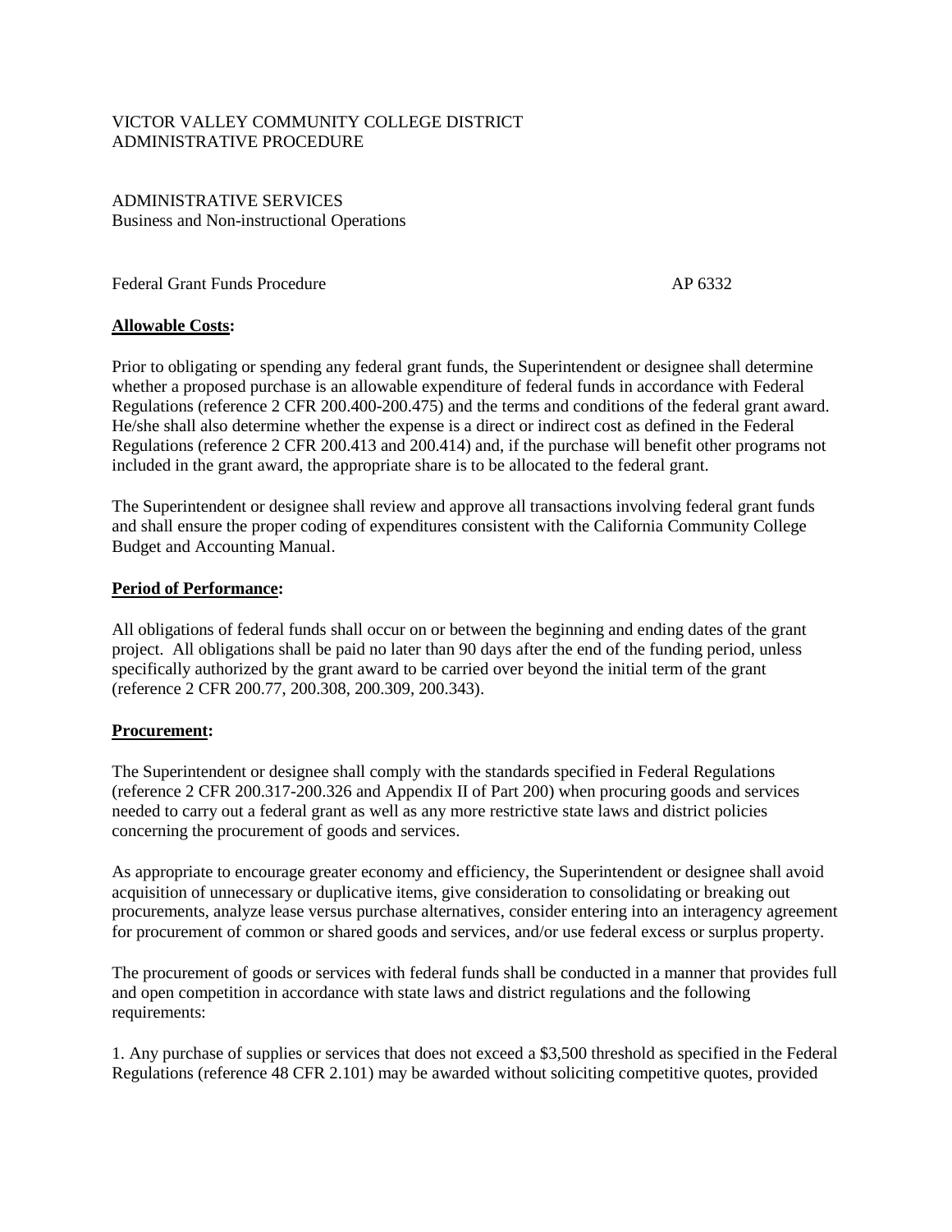VICTOR VALLEY COMMUNITY COLLEGE DISTRICT
ADMINISTRATIVE PROCEDURE

ADMINISTRATIVE SERVICES
Business and Non-instructional Operations

Federal Grant Funds Procedure AP 6332

**Allowable Costs:**

Prior to obligating or spending any federal grant funds, the Superintendent or designee shall determine whether a proposed purchase is an allowable expenditure of federal funds in accordance with Federal Regulations (reference 2 CFR 200.400-200.475) and the terms and conditions of the federal grant award. He/she shall also determine whether the expense is a direct or indirect cost as defined in the Federal Regulations (reference 2 CFR 200.413 and 200.414) and, if the purchase will benefit other programs not included in the grant award, the appropriate share is to be allocated to the federal grant.

The Superintendent or designee shall review and approve all transactions involving federal grant funds and shall ensure the proper coding of expenditures consistent with the California Community College Budget and Accounting Manual.

**Period of Performance:**

All obligations of federal funds shall occur on or between the beginning and ending dates of the grant project. All obligations shall be paid no later than 90 days after the end of the funding period, unless specifically authorized by the grant award to be carried over beyond the initial term of the grant (reference 2 CFR 200.77, 200.308, 200.309, 200.343).

**Procurement:**

The Superintendent or designee shall comply with the standards specified in Federal Regulations (reference 2 CFR 200.317-200.326 and Appendix II of Part 200) when procuring goods and services needed to carry out a federal grant as well as any more restrictive state laws and district policies concerning the procurement of goods and services.

As appropriate to encourage greater economy and efficiency, the Superintendent or designee shall avoid acquisition of unnecessary or duplicative items, give consideration to consolidating or breaking out procurements, analyze lease versus purchase alternatives, consider entering into an interagency agreement for procurement of common or shared goods and services, and/or use federal excess or surplus property.

The procurement of goods or services with federal funds shall be conducted in a manner that provides full and open competition in accordance with state laws and district regulations and the following requirements:

1. Any purchase of supplies or services that does not exceed a $3,500 threshold as specified in the Federal Regulations (reference 48 CFR 2.101) may be awarded without soliciting competitive quotes, provided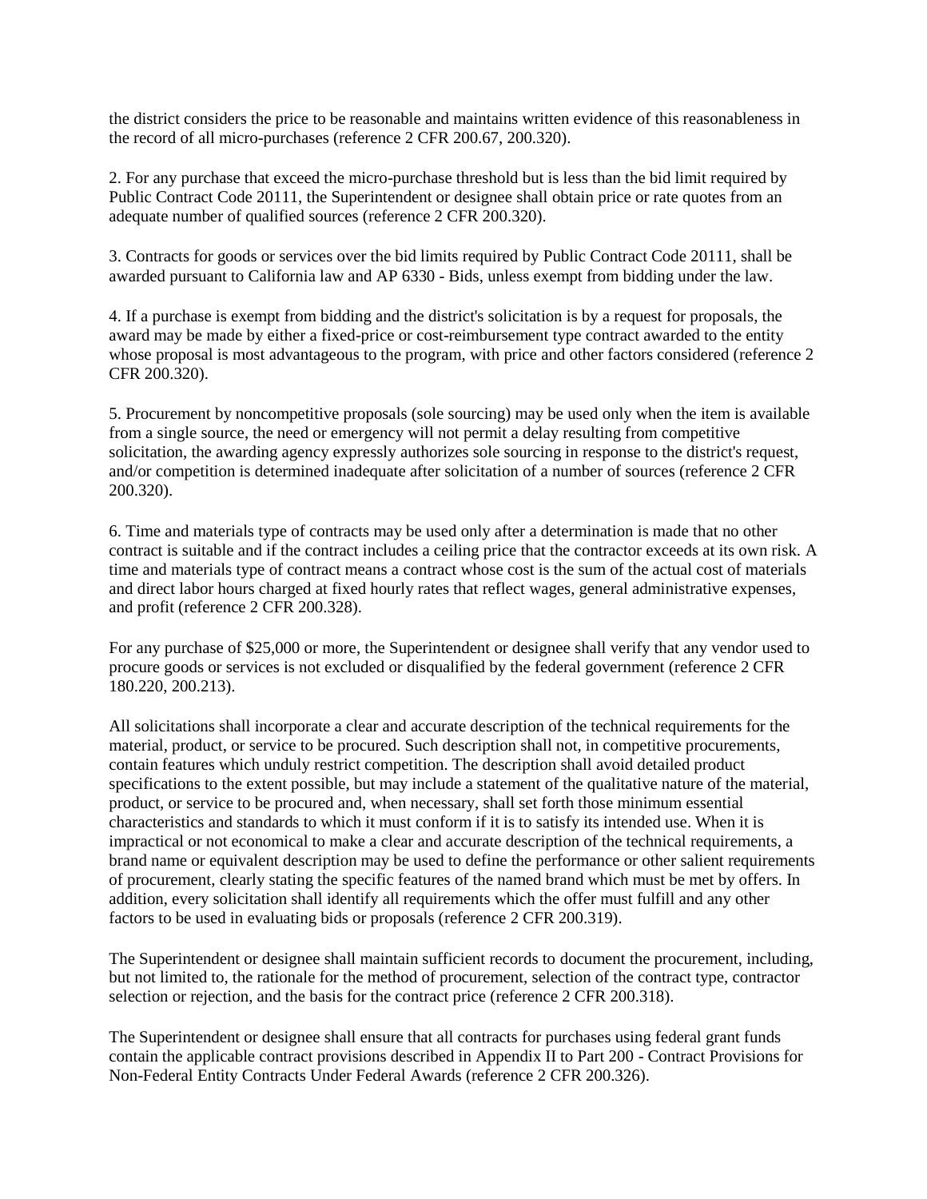the district considers the price to be reasonable and maintains written evidence of this reasonableness in the record of all micro-purchases (reference 2 CFR 200.67, 200.320).

2. For any purchase that exceed the micro-purchase threshold but is less than the bid limit required by Public Contract Code 20111, the Superintendent or designee shall obtain price or rate quotes from an adequate number of qualified sources (reference 2 CFR 200.320).

3. Contracts for goods or services over the bid limits required by Public Contract Code 20111, shall be awarded pursuant to California law and AP 6330 - Bids, unless exempt from bidding under the law.

4. If a purchase is exempt from bidding and the district's solicitation is by a request for proposals, the award may be made by either a fixed-price or cost-reimbursement type contract awarded to the entity whose proposal is most advantageous to the program, with price and other factors considered (reference 2 CFR 200.320).

5. Procurement by noncompetitive proposals (sole sourcing) may be used only when the item is available from a single source, the need or emergency will not permit a delay resulting from competitive solicitation, the awarding agency expressly authorizes sole sourcing in response to the district's request, and/or competition is determined inadequate after solicitation of a number of sources (reference 2 CFR 200.320).

6. Time and materials type of contracts may be used only after a determination is made that no other contract is suitable and if the contract includes a ceiling price that the contractor exceeds at its own risk. A time and materials type of contract means a contract whose cost is the sum of the actual cost of materials and direct labor hours charged at fixed hourly rates that reflect wages, general administrative expenses, and profit (reference 2 CFR 200.328).

For any purchase of $25,000 or more, the Superintendent or designee shall verify that any vendor used to procure goods or services is not excluded or disqualified by the federal government (reference 2 CFR 180.220, 200.213).

All solicitations shall incorporate a clear and accurate description of the technical requirements for the material, product, or service to be procured. Such description shall not, in competitive procurements, contain features which unduly restrict competition. The description shall avoid detailed product specifications to the extent possible, but may include a statement of the qualitative nature of the material, product, or service to be procured and, when necessary, shall set forth those minimum essential characteristics and standards to which it must conform if it is to satisfy its intended use. When it is impractical or not economical to make a clear and accurate description of the technical requirements, a brand name or equivalent description may be used to define the performance or other salient requirements of procurement, clearly stating the specific features of the named brand which must be met by offers. In addition, every solicitation shall identify all requirements which the offer must fulfill and any other factors to be used in evaluating bids or proposals (reference 2 CFR 200.319).

The Superintendent or designee shall maintain sufficient records to document the procurement, including, but not limited to, the rationale for the method of procurement, selection of the contract type, contractor selection or rejection, and the basis for the contract price (reference 2 CFR 200.318).

The Superintendent or designee shall ensure that all contracts for purchases using federal grant funds contain the applicable contract provisions described in Appendix II to Part 200 - Contract Provisions for Non-Federal Entity Contracts Under Federal Awards (reference 2 CFR 200.326).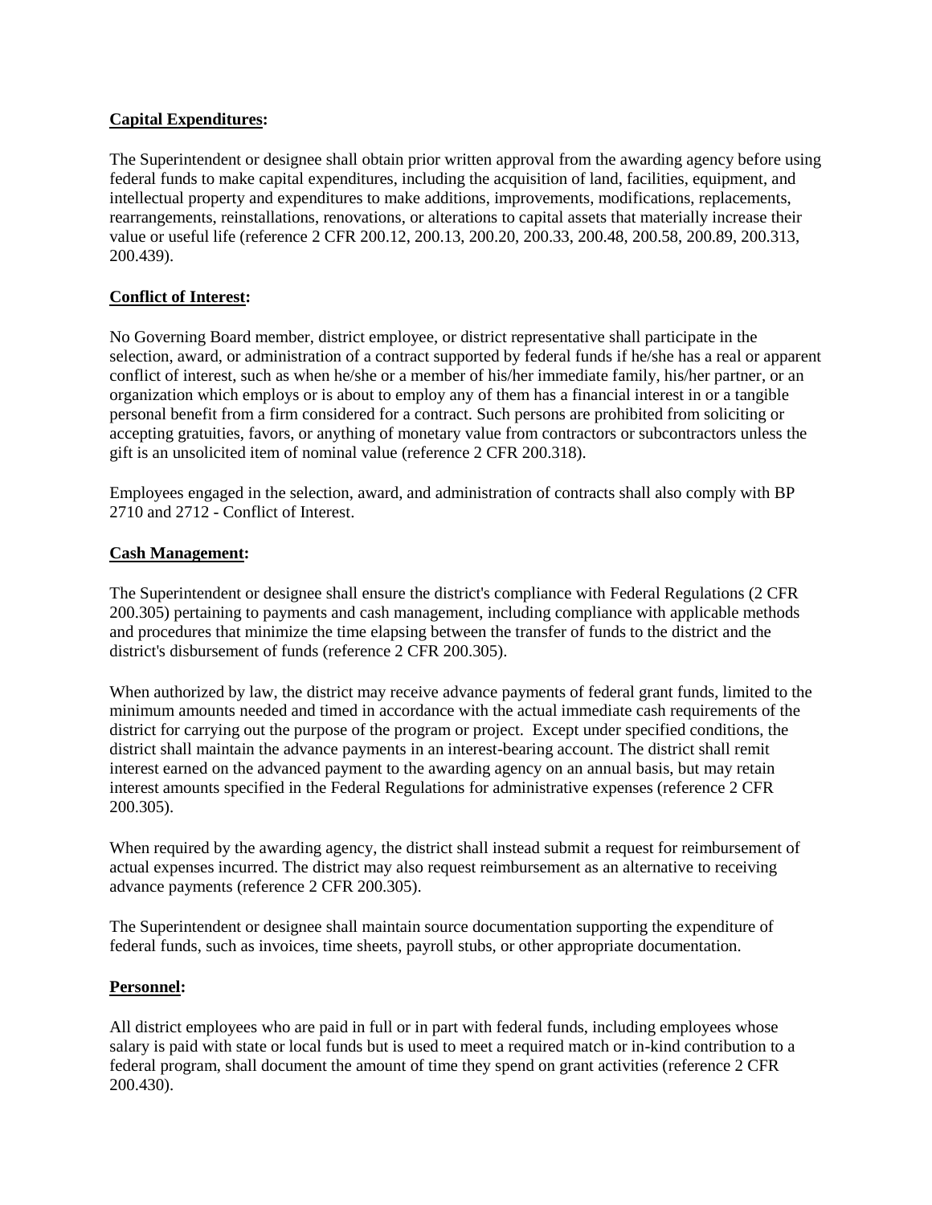**Capital Expenditures:**

The Superintendent or designee shall obtain prior written approval from the awarding agency before using federal funds to make capital expenditures, including the acquisition of land, facilities, equipment, and intellectual property and expenditures to make additions, improvements, modifications, replacements, rearrangements, reinstallations, renovations, or alterations to capital assets that materially increase their value or useful life (reference 2 CFR 200.12, 200.13, 200.20, 200.33, 200.48, 200.58, 200.89, 200.313, 200.439).

**Conflict of Interest:**

No Governing Board member, district employee, or district representative shall participate in the selection, award, or administration of a contract supported by federal funds if he/she has a real or apparent conflict of interest, such as when he/she or a member of his/her immediate family, his/her partner, or an organization which employs or is about to employ any of them has a financial interest in or a tangible personal benefit from a firm considered for a contract. Such persons are prohibited from soliciting or accepting gratuities, favors, or anything of monetary value from contractors or subcontractors unless the gift is an unsolicited item of nominal value (reference 2 CFR 200.318).

Employees engaged in the selection, award, and administration of contracts shall also comply with BP 2710 and 2712 - Conflict of Interest.

**Cash Management:**

The Superintendent or designee shall ensure the district's compliance with Federal Regulations (2 CFR 200.305) pertaining to payments and cash management, including compliance with applicable methods and procedures that minimize the time elapsing between the transfer of funds to the district and the district's disbursement of funds (reference 2 CFR 200.305).

When authorized by law, the district may receive advance payments of federal grant funds, limited to the minimum amounts needed and timed in accordance with the actual immediate cash requirements of the district for carrying out the purpose of the program or project. Except under specified conditions, the district shall maintain the advance payments in an interest-bearing account. The district shall remit interest earned on the advanced payment to the awarding agency on an annual basis, but may retain interest amounts specified in the Federal Regulations for administrative expenses (reference 2 CFR 200.305).

When required by the awarding agency, the district shall instead submit a request for reimbursement of actual expenses incurred. The district may also request reimbursement as an alternative to receiving advance payments (reference 2 CFR 200.305).

The Superintendent or designee shall maintain source documentation supporting the expenditure of federal funds, such as invoices, time sheets, payroll stubs, or other appropriate documentation.

**Personnel:**

All district employees who are paid in full or in part with federal funds, including employees whose salary is paid with state or local funds but is used to meet a required match or in-kind contribution to a federal program, shall document the amount of time they spend on grant activities (reference 2 CFR 200.430).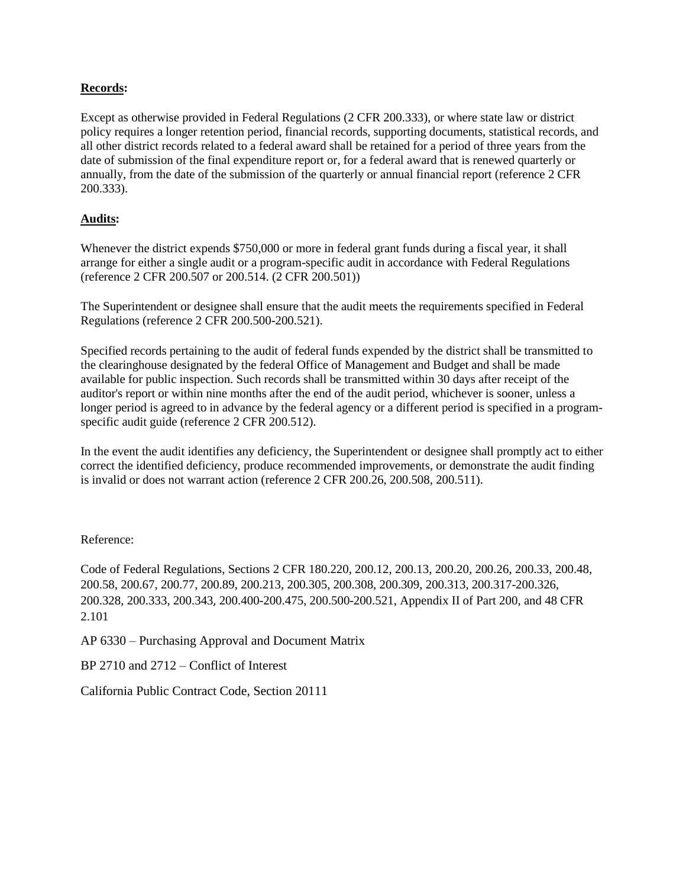**Records:**

Except as otherwise provided in Federal Regulations (2 CFR 200.333), or where state law or district policy requires a longer retention period, financial records, supporting documents, statistical records, and all other district records related to a federal award shall be retained for a period of three years from the date of submission of the final expenditure report or, for a federal award that is renewed quarterly or annually, from the date of the submission of the quarterly or annual financial report (reference 2 CFR 200.333).

**Audits:**

Whenever the district expends $750,000 or more in federal grant funds during a fiscal year, it shall arrange for either a single audit or a program-specific audit in accordance with Federal Regulations (reference 2 CFR 200.507 or 200.514. (2 CFR 200.501))

The Superintendent or designee shall ensure that the audit meets the requirements specified in Federal Regulations (reference 2 CFR 200.500-200.521).

Specified records pertaining to the audit of federal funds expended by the district shall be transmitted to the clearinghouse designated by the federal Office of Management and Budget and shall be made available for public inspection. Such records shall be transmitted within 30 days after receipt of the auditor's report or within nine months after the end of the audit period, whichever is sooner, unless a longer period is agreed to in advance by the federal agency or a different period is specified in a program-specific audit guide (reference 2 CFR 200.512).

In the event the audit identifies any deficiency, the Superintendent or designee shall promptly act to either correct the identified deficiency, produce recommended improvements, or demonstrate the audit finding is invalid or does not warrant action (reference 2 CFR 200.26, 200.508, 200.511).

Reference:

Code of Federal Regulations, Sections 2 CFR 180.220, 200.12, 200.13, 200.20, 200.26, 200.33, 200.48, 200.58, 200.67, 200.77, 200.89, 200.213, 200.305, 200.308, 200.309, 200.313, 200.317-200.326, 200.328, 200.333, 200.343, 200.400-200.475, 200.500-200.521, Appendix II of Part 200, and 48 CFR 2.101

AP 6330 – Purchasing Approval and Document Matrix

BP 2710 and 2712 – Conflict of Interest

California Public Contract Code, Section 20111